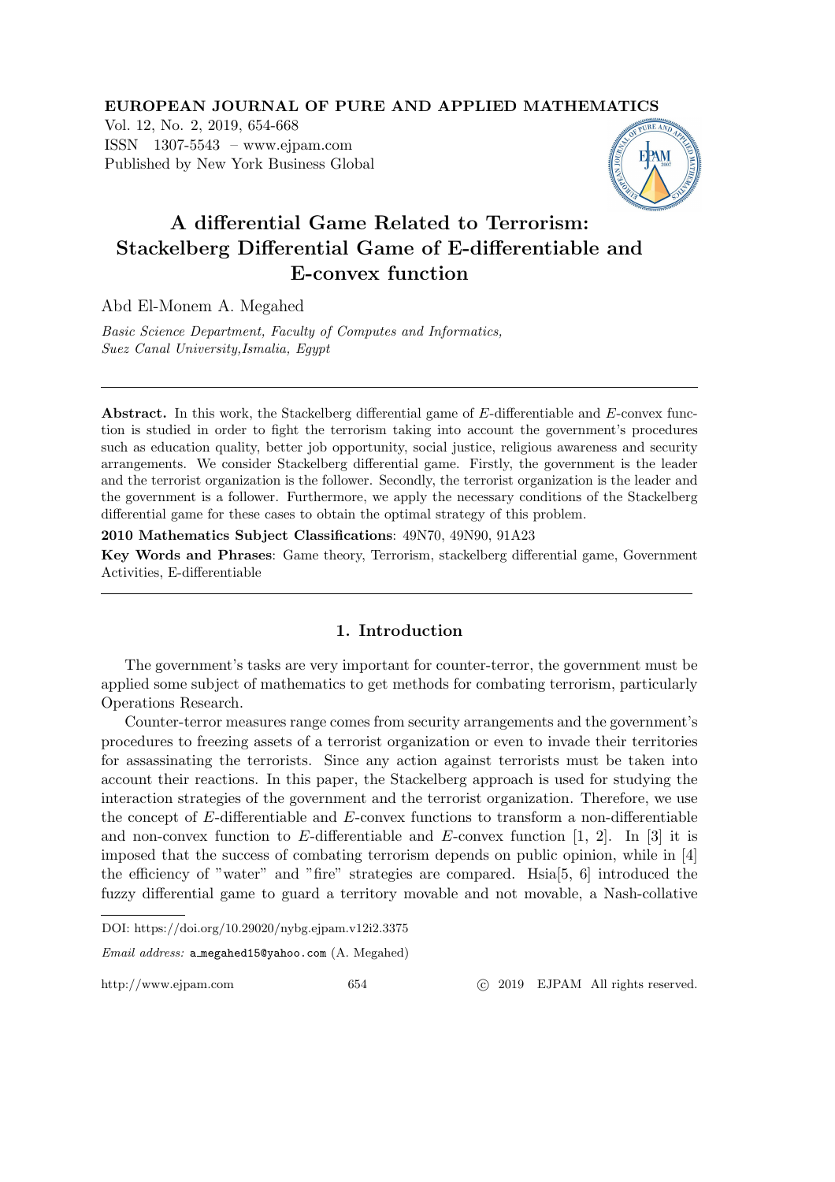**EUROPEAN JOURNAL OF PURE AND APPLIED MATHEMATICS**
Vol. 12, No. 2, 2019, 654-668
ISSN 1307-5543 – www.ejpam.com
Published by New York Business Global

# A differential Game Related to Terrorism: Stackelberg Differential Game of E-differentiable and E-convex function

Abd El-Monem A. Megahed

*Basic Science Department, Faculty of Computes and Informatics, Suez Canal University,Ismalia, Egypt*

---

**Abstract.** In this work, the Stackelberg differential game of $E$-differentiable and $E$-convex function is studied in order to fight the terrorism taking into account the government's procedures such as education quality, better job opportunity, social justice, religious awareness and security arrangements. We consider Stackelberg differential game. Firstly, the government is the leader and the terrorist organization is the follower. Secondly, the terrorist organization is the leader and the government is a follower. Furthermore, we apply the necessary conditions of the Stackelberg differential game for these cases to obtain the optimal strategy of this problem.

**2010 Mathematics Subject Classifications**: 49N70, 49N90, 91A23

**Key Words and Phrases**: Game theory, Terrorism, stackelberg differential game, Government Activities, E-differentiable

---

## 1. Introduction

The government's tasks are very important for counter-terror, the government must be applied some subject of mathematics to get methods for combating terrorism, particularly Operations Research.

Counter-terror measures range comes from security arrangements and the government's procedures to freezing assets of a terrorist organization or even to invade their territories for assassinating the terrorists. Since any action against terrorists must be taken into account their reactions. In this paper, the Stackelberg approach is used for studying the interaction strategies of the government and the terrorist organization. Therefore, we use the concept of $E$-differentiable and $E$-convex functions to transform a non-differentiable and non-convex function to $E$-differentiable and $E$-convex function [1, 2]. In [3] it is imposed that the success of combating terrorism depends on public opinion, while in [4] the efficiency of "water" and "fire" strategies are compared. Hsia[5, 6] introduced the fuzzy differential game to guard a territory movable and not movable, a Nash-collative

---

DOI: https://doi.org/10.29020/nybg.ejpam.v12i2.3375

*Email address:* a_megahed15@yahoo.com (A. Megahed)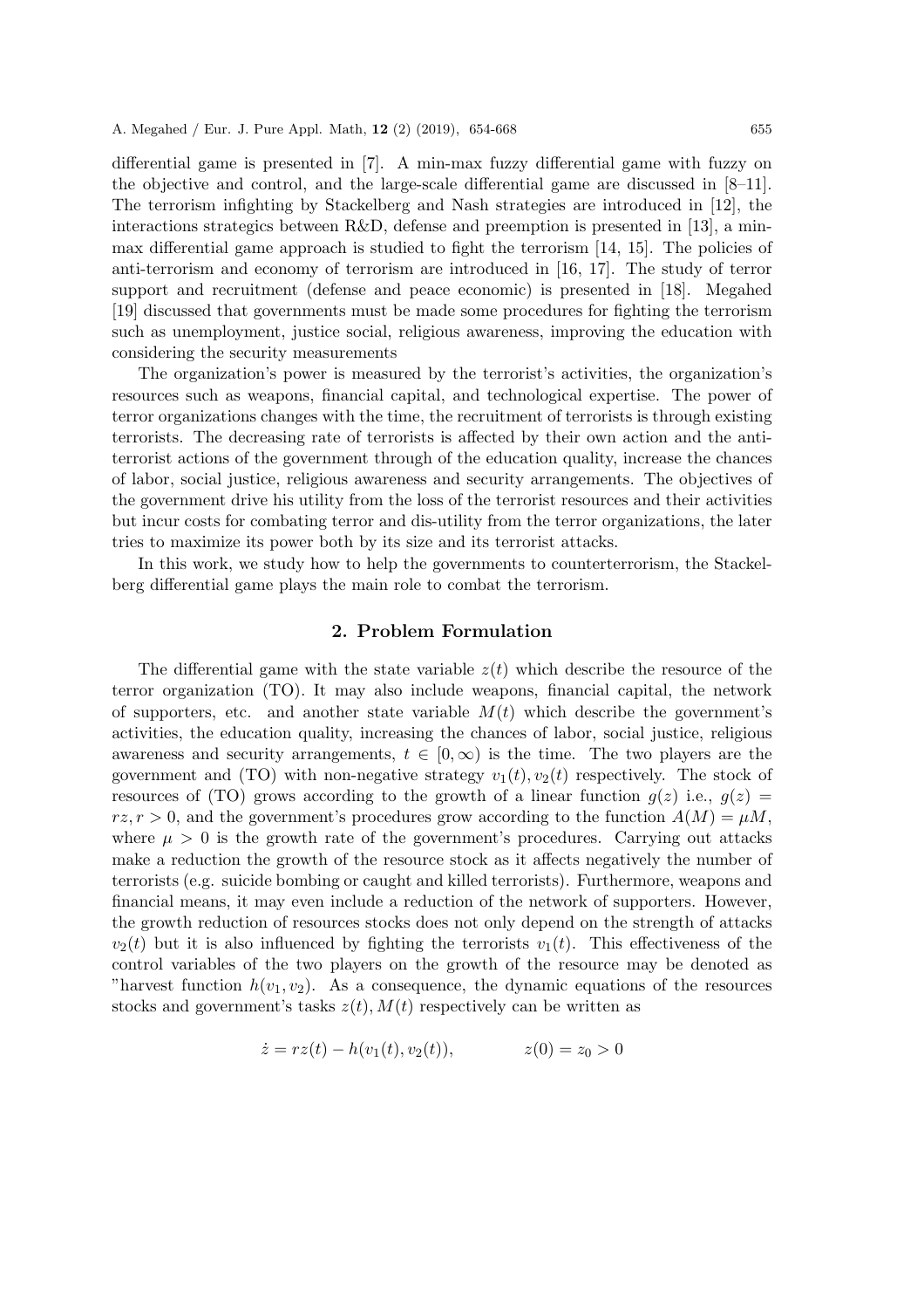differential game is presented in [7]. A min-max fuzzy differential game with fuzzy on the objective and control, and the large-scale differential game are discussed in [8–11]. The terrorism infighting by Stackelberg and Nash strategies are introduced in [12], the interactions strategics between R&D, defense and preemption is presented in [13], a min-max differential game approach is studied to fight the terrorism [14, 15]. The policies of anti-terrorism and economy of terrorism are introduced in [16, 17]. The study of terror support and recruitment (defense and peace economic) is presented in [18]. Megahed [19] discussed that governments must be made some procedures for fighting the terrorism such as unemployment, justice social, religious awareness, improving the education with considering the security measurements

The organization's power is measured by the terrorist's activities, the organization's resources such as weapons, financial capital, and technological expertise. The power of terror organizations changes with the time, the recruitment of terrorists is through existing terrorists. The decreasing rate of terrorists is affected by their own action and the anti-terrorist actions of the government through of the education quality, increase the chances of labor, social justice, religious awareness and security arrangements. The objectives of the government drive his utility from the loss of the terrorist resources and their activities but incur costs for combating terror and dis-utility from the terror organizations, the later tries to maximize its power both by its size and its terrorist attacks.

In this work, we study how to help the governments to counterterrorism, the Stackelberg differential game plays the main role to combat the terrorism.

## 2. Problem Formulation

The differential game with the state variable $z(t)$ which describe the resource of the terror organization (TO). It may also include weapons, financial capital, the network of supporters, etc. and another state variable $M(t)$ which describe the government's activities, the education quality, increasing the chances of labor, social justice, religious awareness and security arrangements, $t \in [0, \infty)$ is the time. The two players are the government and (TO) with non-negative strategy $v_1(t), v_2(t)$ respectively. The stock of resources of (TO) grows according to the growth of a linear function $g(z)$ i.e., $g(z) = rz, r > 0$, and the government's procedures grow according to the function $A(M) = \mu M$, where $\mu > 0$ is the growth rate of the government's procedures. Carrying out attacks make a reduction the growth of the resource stock as it affects negatively the number of terrorists (e.g. suicide bombing or caught and killed terrorists). Furthermore, weapons and financial means, it may even include a reduction of the network of supporters. However, the growth reduction of resources stocks does not only depend on the strength of attacks $v_2(t)$ but it is also influenced by fighting the terrorists $v_1(t)$. This effectiveness of the control variables of the two players on the growth of the resource may be denoted as "harvest function $h(v_1, v_2)$. As a consequence, the dynamic equations of the resources stocks and government's tasks $z(t), M(t)$ respectively can be written as

$$\dot{z} = rz(t) - h(v_1(t), v_2(t)), \qquad z(0) = z_0 > 0$$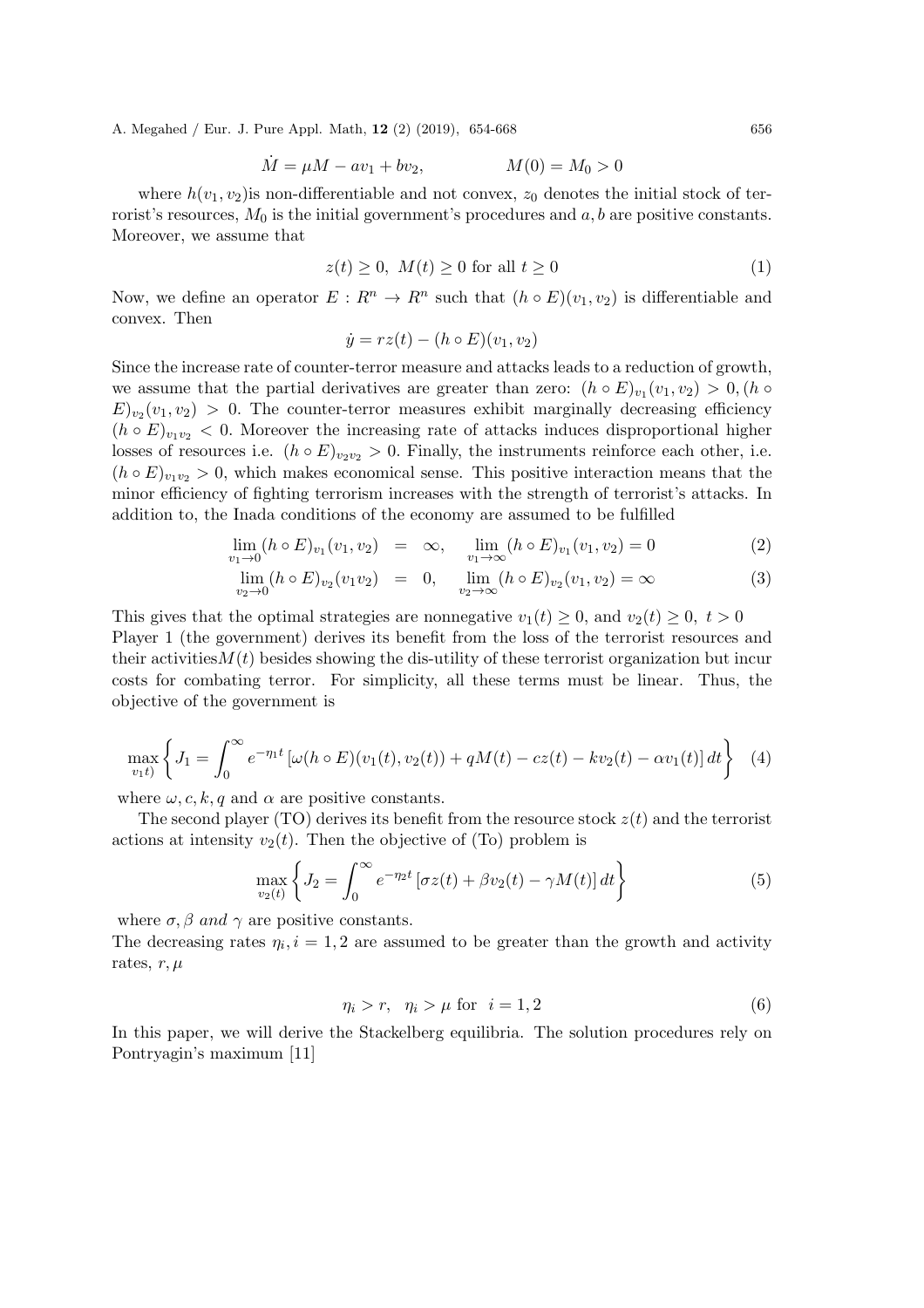$$\dot{M} = \mu M - av_1 + bv_2, \qquad\qquad M(0) = M_0 > 0$$

where $h(v_1, v_2)$is non-differentiable and not convex, $z_0$ denotes the initial stock of terrorist's resources, $M_0$ is the initial government's procedures and $a, b$ are positive constants. Moreover, we assume that

$$z(t) \geq 0, \ M(t) \geq 0 \text{ for all } t \geq 0 \tag{1}$$

Now, we define an operator $E : R^n \to R^n$ such that $(h \circ E)(v_1, v_2)$ is differentiable and convex. Then

$$\dot{y} = rz(t) - (h \circ E)(v_1, v_2)$$

Since the increase rate of counter-terror measure and attacks leads to a reduction of growth, we assume that the partial derivatives are greater than zero: $(h \circ E)_{v_1}(v_1, v_2) > 0, (h \circ E)_{v_2}(v_1, v_2) > 0$. The counter-terror measures exhibit marginally decreasing efficiency $(h \circ E)_{v_1 v_2} < 0$. Moreover the increasing rate of attacks induces disproportional higher losses of resources i.e. $(h \circ E)_{v_2 v_2} > 0$. Finally, the instruments reinforce each other, i.e. $(h \circ E)_{v_1 v_2} > 0$, which makes economical sense. This positive interaction means that the minor efficiency of fighting terrorism increases with the strength of terrorist's attacks. In addition to, the Inada conditions of the economy are assumed to be fulfilled

$$\lim_{v_1 \to 0} (h \circ E)_{v_1}(v_1, v_2) \ = \ \infty, \quad \lim_{v_1 \to \infty} (h \circ E)_{v_1}(v_1, v_2) = 0 \tag{2}$$

$$\lim_{v_2 \to 0} (h \circ E)_{v_2}(v_1 v_2) \ = \ 0, \quad \lim_{v_2 \to \infty} (h \circ E)_{v_2}(v_1, v_2) = \infty \tag{3}$$

This gives that the optimal strategies are nonnegative $v_1(t) \geq 0$, and $v_2(t) \geq 0, \ t > 0$

Player 1 (the government) derives its benefit from the loss of the terrorist resources and their activities$M(t)$ besides showing the dis-utility of these terrorist organization but incur costs for combating terror. For simplicity, all these terms must be linear. Thus, the objective of the government is

$$\max_{v_1 t)} \left\{ J_1 = \int_0^\infty e^{-\eta_1 t} \left[ \omega (h \circ E)(v_1(t), v_2(t)) + qM(t) - cz(t) - kv_2(t) - \alpha v_1(t) \right] dt \right\} \tag{4}$$

where $\omega, c, k, q$ and $\alpha$ are positive constants.

The second player (TO) derives its benefit from the resource stock $z(t)$ and the terrorist actions at intensity $v_2(t)$. Then the objective of (To) problem is

$$\max_{v_2(t)} \left\{ J_2 = \int_0^\infty e^{-\eta_2 t} \left[ \sigma z(t) + \beta v_2(t) - \gamma M(t) \right] dt \right\} \tag{5}$$

where $\sigma, \beta$ *and* $\gamma$ are positive constants.

The decreasing rates $\eta_i, i = 1, 2$ are assumed to be greater than the growth and activity rates, $r, \mu$

$$\eta_i > r, \quad \eta_i > \mu \text{ for } \ i = 1, 2 \tag{6}$$

In this paper, we will derive the Stackelberg equilibria. The solution procedures rely on Pontryagin's maximum [11]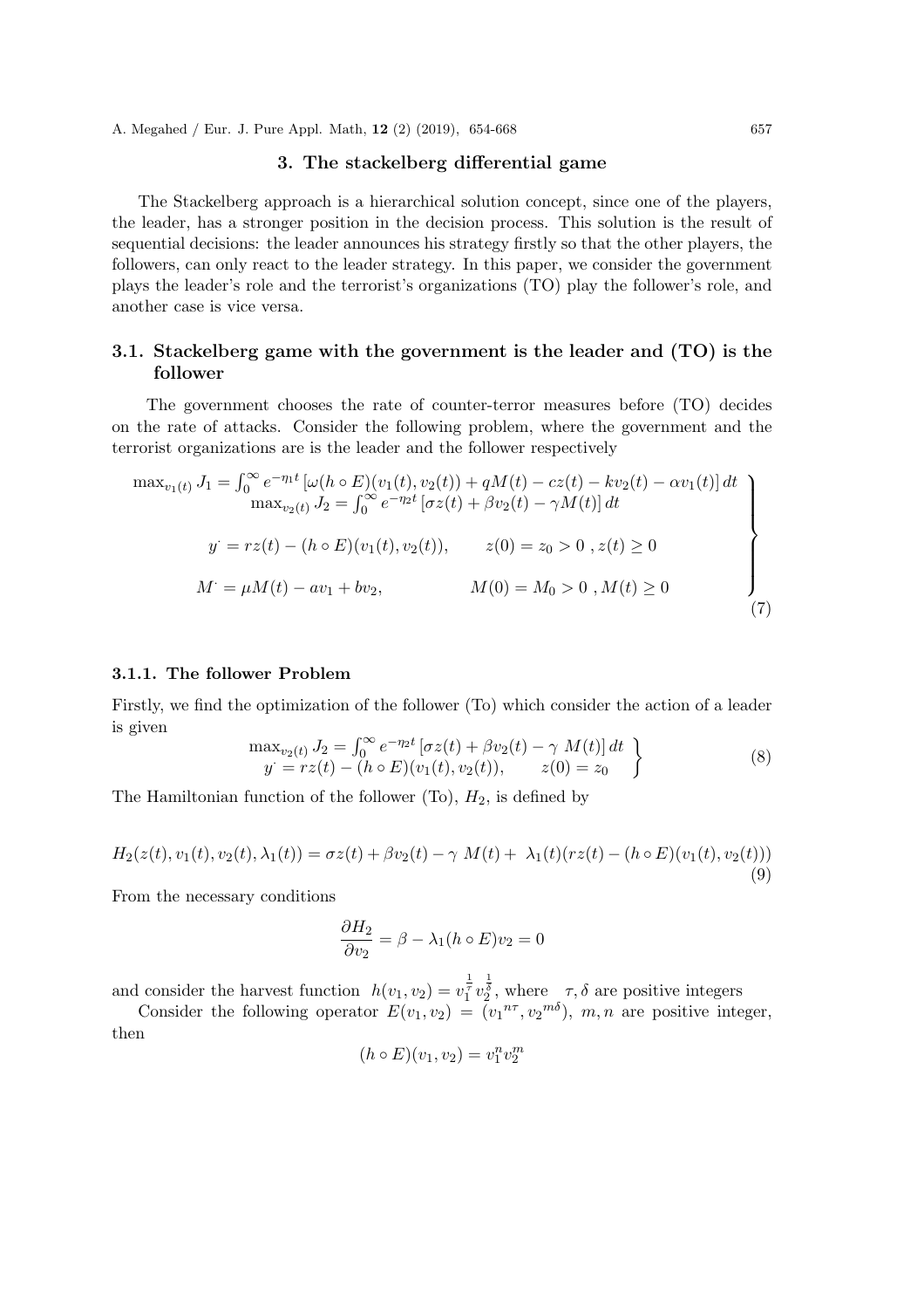## 3. The stackelberg differential game

The Stackelberg approach is a hierarchical solution concept, since one of the players, the leader, has a stronger position in the decision process. This solution is the result of sequential decisions: the leader announces his strategy firstly so that the other players, the followers, can only react to the leader strategy. In this paper, we consider the government plays the leader's role and the terrorist's organizations (TO) play the follower's role, and another case is vice versa.

### 3.1. Stackelberg game with the government is the leader and (TO) is the follower

The government chooses the rate of counter-terror measures before (TO) decides on the rate of attacks. Consider the following problem, where the government and the terrorist organizations are is the leader and the follower respectively

$$
\left.
\begin{array}{l}
\max_{v_1(t)} J_1 = \int_0^{\infty} e^{-\eta_1 t} \left[ \omega (h \circ E)(v_1(t), v_2(t)) + qM(t) - cz(t) - kv_2(t) - \alpha v_1(t) \right] dt \\
\quad \max_{v_2(t)} J_2 = \int_0^{\infty} e^{-\eta_2 t} \left[ \sigma z(t) + \beta v_2(t) - \gamma M(t) \right] dt \\
\\
y^{\cdot} = rz(t) - (h \circ E)(v_1(t), v_2(t)), \qquad z(0) = z_0 > 0 \ , z(t) \geq 0 \\
\\
M^{\cdot} = \mu M(t) - av_1 + bv_2, \qquad\qquad M(0) = M_0 > 0 \ , M(t) \geq 0
\end{array}
\right\} \tag{7}
$$

#### 3.1.1. The follower Problem

Firstly, we find the optimization of the follower (To) which consider the action of a leader is given

$$
\left.
\begin{array}{l}
\max_{v_2(t)} J_2 = \int_0^{\infty} e^{-\eta_2 t} \left[ \sigma z(t) + \beta v_2(t) - \gamma \ M(t) \right] dt \\
y^{\cdot} = rz(t) - (h \circ E)(v_1(t), v_2(t)), \qquad z(0) = z_0
\end{array}
\right\} \tag{8}
$$

The Hamiltonian function of the follower (To), $H_2$, is defined by

$$
H_2(z(t), v_1(t), v_2(t), \lambda_1(t)) = \sigma z(t) + \beta v_2(t) - \gamma \ M(t) + \ \lambda_1(t)(rz(t) - (h \circ E)(v_1(t), v_2(t))) \tag{9}
$$

From the necessary conditions

$$
\frac{\partial H_2}{\partial v_2} = \beta - \lambda_1 (h \circ E) v_2 = 0
$$

and consider the harvest function $h(v_1, v_2) = v_1^{\frac{1}{\tau}} v_2^{\frac{1}{\delta}}$, where $\tau, \delta$ are positive integers

Consider the following operator $E(v_1, v_2) = ({v_1}^{n\tau}, {v_2}^{m\delta})$, $m, n$ are positive integer, then

$$
(h \circ E)(v_1, v_2) = v_1^n v_2^m
$$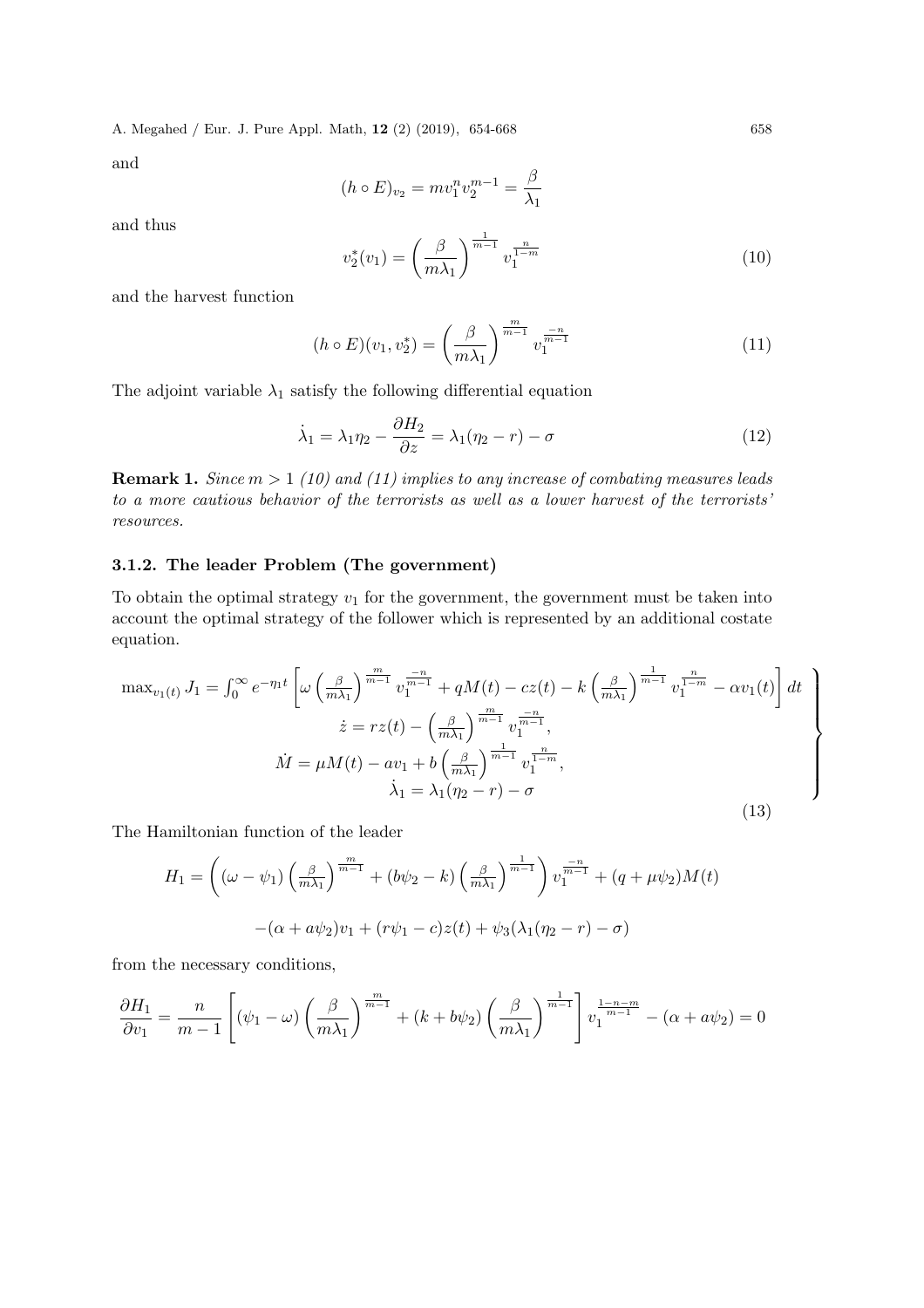and

$$(h \circ E)_{v_2} = m v_1^n v_2^{m-1} = \frac{\beta}{\lambda_1}$$

and thus

$$v_2^*(v_1) = \left(\frac{\beta}{m\lambda_1}\right)^{\frac{1}{m-1}} v_1^{\frac{n}{1-m}} \tag{10}$$

and the harvest function

$$(h \circ E)(v_1, v_2^*) = \left(\frac{\beta}{m\lambda_1}\right)^{\frac{m}{m-1}} v_1^{\frac{-n}{m-1}} \tag{11}$$

The adjoint variable $\lambda_1$ satisfy the following differential equation

$$\dot{\lambda}_1 = \lambda_1 \eta_2 - \frac{\partial H_2}{\partial z} = \lambda_1(\eta_2 - r) - \sigma \tag{12}$$

**Remark 1.** *Since $m > 1$ (10) and (11) implies to any increase of combating measures leads to a more cautious behavior of the terrorists as well as a lower harvest of the terrorists' resources.*

### 3.1.2. The leader Problem (The government)

To obtain the optimal strategy $v_1$ for the government, the government must be taken into account the optimal strategy of the follower which is represented by an additional costate equation.

$$\left.\begin{array}{c}
\max_{v_1(t)} J_1 = \int_0^\infty e^{-\eta_1 t}\left[\omega\left(\frac{\beta}{m\lambda_1}\right)^{\frac{m}{m-1}} v_1^{\frac{-n}{m-1}} + qM(t) - cz(t) - k\left(\frac{\beta}{m\lambda_1}\right)^{\frac{1}{m-1}} v_1^{\frac{n}{1-m}} - \alpha v_1(t)\right] dt \\
\dot{z} = rz(t) - \left(\frac{\beta}{m\lambda_1}\right)^{\frac{m}{m-1}} v_1^{\frac{-n}{m-1}}, \\
\dot{M} = \mu M(t) - a v_1 + b\left(\frac{\beta}{m\lambda_1}\right)^{\frac{1}{m-1}} v_1^{\frac{n}{1-m}}, \\
\dot{\lambda}_1 = \lambda_1(\eta_2 - r) - \sigma
\end{array}\right\} \tag{13}$$

The Hamiltonian function of the leader

$$H_1 = \left((\omega - \psi_1)\left(\frac{\beta}{m\lambda_1}\right)^{\frac{m}{m-1}} + (b\psi_2 - k)\left(\frac{\beta}{m\lambda_1}\right)^{\frac{1}{m-1}}\right) v_1^{\frac{-n}{m-1}} + (q + \mu\psi_2)M(t)$$

$$-(\alpha + a\psi_2)v_1 + (r\psi_1 - c)z(t) + \psi_3(\lambda_1(\eta_2 - r) - \sigma)$$

from the necessary conditions,

$$\frac{\partial H_1}{\partial v_1} = \frac{n}{m-1}\left[(\psi_1 - \omega)\left(\frac{\beta}{m\lambda_1}\right)^{\frac{m}{m-1}} + (k + b\psi_2)\left(\frac{\beta}{m\lambda_1}\right)^{\frac{1}{m-1}}\right] v_1^{\frac{1-n-m}{m-1}} - (\alpha + a\psi_2) = 0$$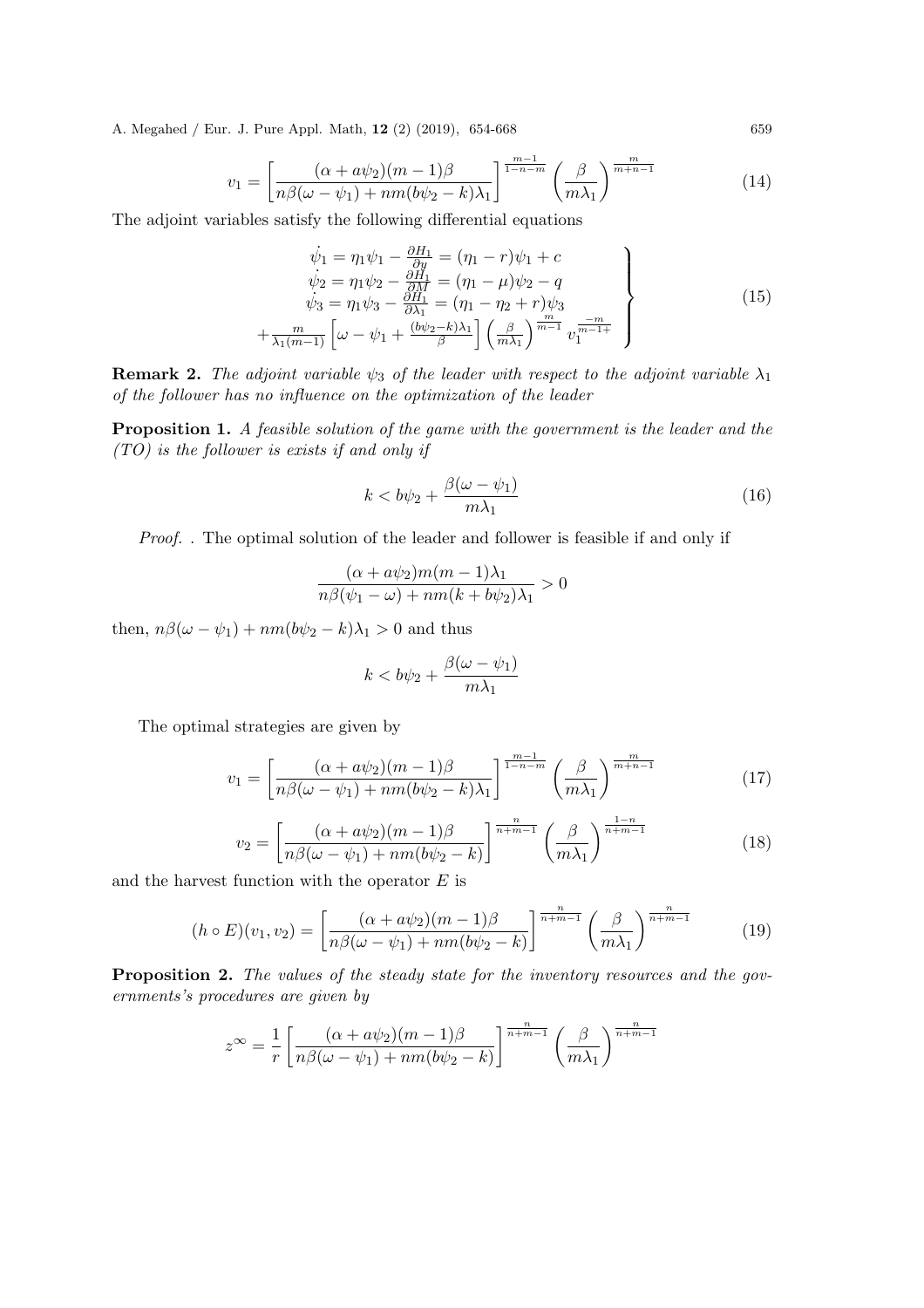$$v_1 = \left[\frac{(\alpha + a\psi_2)(m-1)\beta}{n\beta(\omega - \psi_1) + nm(b\psi_2 - k)\lambda_1}\right]^{\frac{m-1}{1-n-m}} \left(\frac{\beta}{m\lambda_1}\right)^{\frac{m}{m+n-1}} \tag{14}$$

The adjoint variables satisfy the following differential equations

$$\left.\begin{array}{c} \dot{\psi_1} = \eta_1\psi_1 - \frac{\partial H_1}{\partial y} = (\eta_1 - r)\psi_1 + c \\ \dot{\psi_2} = \eta_1\psi_2 - \frac{\partial H_1}{\partial M} = (\eta_1 - \mu)\psi_2 - q \\ \dot{\psi_3} = \eta_1\psi_3 - \frac{\partial H_1}{\partial \lambda_1} = (\eta_1 - \eta_2 + r)\psi_3 \\ + \frac{m}{\lambda_1(m-1)}\left[\omega - \psi_1 + \frac{(b\psi_2 - k)\lambda_1}{\beta}\right]\left(\frac{\beta}{m\lambda_1}\right)^{\frac{m}{m-1}} v_1^{\frac{-m}{m-1+}} \end{array}\right\} \tag{15}$$

**Remark 2.** *The adjoint variable $\psi_3$ of the leader with respect to the adjoint variable $\lambda_1$ of the follower has no influence on the optimization of the leader*

**Proposition 1.** *A feasible solution of the game with the government is the leader and the (TO) is the follower is exists if and only if*

$$k < b\psi_2 + \frac{\beta(\omega - \psi_1)}{m\lambda_1} \tag{16}$$

*Proof.* . The optimal solution of the leader and follower is feasible if and only if

$$\frac{(\alpha + a\psi_2)m(m-1)\lambda_1}{n\beta(\psi_1 - \omega) + nm(k + b\psi_2)\lambda_1} > 0$$

then, $n\beta(\omega - \psi_1) + nm(b\psi_2 - k)\lambda_1 > 0$ and thus

$$k < b\psi_2 + \frac{\beta(\omega - \psi_1)}{m\lambda_1}$$

The optimal strategies are given by

$$v_1 = \left[\frac{(\alpha + a\psi_2)(m-1)\beta}{n\beta(\omega - \psi_1) + nm(b\psi_2 - k)\lambda_1}\right]^{\frac{m-1}{1-n-m}} \left(\frac{\beta}{m\lambda_1}\right)^{\frac{m}{m+n-1}} \tag{17}$$

$$v_2 = \left[\frac{(\alpha + a\psi_2)(m-1)\beta}{n\beta(\omega - \psi_1) + nm(b\psi_2 - k)}\right]^{\frac{n}{n+m-1}} \left(\frac{\beta}{m\lambda_1}\right)^{\frac{1-n}{n+m-1}} \tag{18}$$

and the harvest function with the operator $E$ is

$$(h \circ E)(v_1, v_2) = \left[\frac{(\alpha + a\psi_2)(m-1)\beta}{n\beta(\omega - \psi_1) + nm(b\psi_2 - k)}\right]^{\frac{n}{n+m-1}} \left(\frac{\beta}{m\lambda_1}\right)^{\frac{n}{n+m-1}} \tag{19}$$

**Proposition 2.** *The values of the steady state for the inventory resources and the governments's procedures are given by*

$$z^\infty = \frac{1}{r}\left[\frac{(\alpha + a\psi_2)(m-1)\beta}{n\beta(\omega - \psi_1) + nm(b\psi_2 - k)}\right]^{\frac{n}{n+m-1}} \left(\frac{\beta}{m\lambda_1}\right)^{\frac{n}{n+m-1}}$$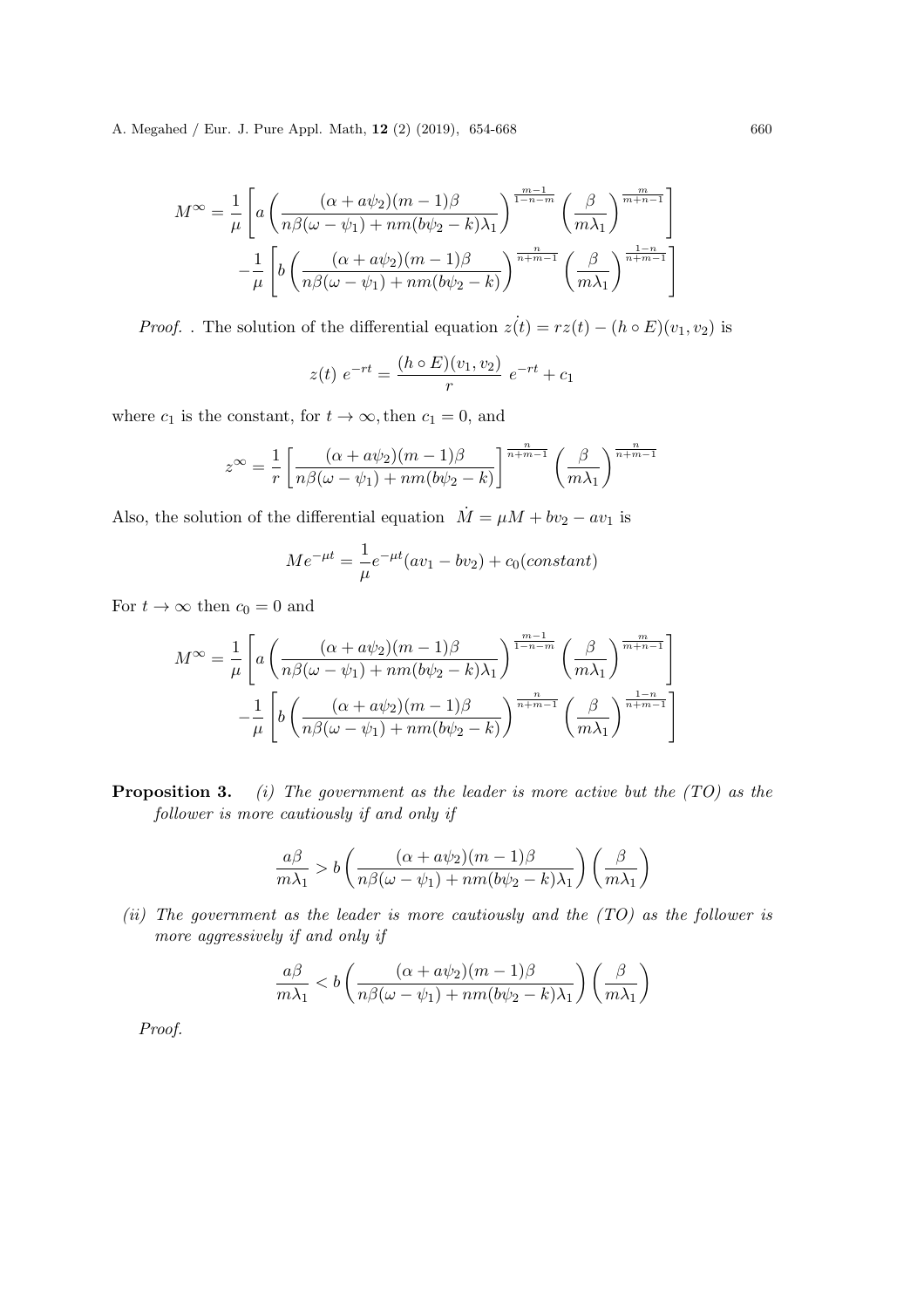$$M^{\infty} = \frac{1}{\mu}\left[a\left(\frac{(\alpha + a\psi_2)(m-1)\beta}{n\beta(\omega - \psi_1) + nm(b\psi_2 - k)\lambda_1}\right)^{\frac{m-1}{1-n-m}}\left(\frac{\beta}{m\lambda_1}\right)^{\frac{m}{m+n-1}}\right]$$
$$-\frac{1}{\mu}\left[b\left(\frac{(\alpha + a\psi_2)(m-1)\beta}{n\beta(\omega - \psi_1) + nm(b\psi_2 - k)}\right)^{\frac{n}{n+m-1}}\left(\frac{\beta}{m\lambda_1}\right)^{\frac{1-n}{n+m-1}}\right]$$

*Proof.* . The solution of the differential equation $\dot{z(t)} = rz(t) - (h \circ E)(v_1, v_2)$ is

$$z(t)\ e^{-rt} = \frac{(h \circ E)(v_1, v_2)}{r}\ e^{-rt} + c_1$$

where $c_1$ is the constant, for $t \to \infty$, then $c_1 = 0$, and

$$z^{\infty} = \frac{1}{r}\left[\frac{(\alpha + a\psi_2)(m-1)\beta}{n\beta(\omega - \psi_1) + nm(b\psi_2 - k)}\right]^{\frac{n}{n+m-1}}\left(\frac{\beta}{m\lambda_1}\right)^{\frac{n}{n+m-1}}$$

Also, the solution of the differential equation $\dot{M} = \mu M + bv_2 - av_1$ is

$$Me^{-\mu t} = \frac{1}{\mu}e^{-\mu t}(av_1 - bv_2) + c_0(constant)$$

For $t \to \infty$ then $c_0 = 0$ and

$$M^{\infty} = \frac{1}{\mu}\left[a\left(\frac{(\alpha + a\psi_2)(m-1)\beta}{n\beta(\omega - \psi_1) + nm(b\psi_2 - k)\lambda_1}\right)^{\frac{m-1}{1-n-m}}\left(\frac{\beta}{m\lambda_1}\right)^{\frac{m}{m+n-1}}\right]$$
$$-\frac{1}{\mu}\left[b\left(\frac{(\alpha + a\psi_2)(m-1)\beta}{n\beta(\omega - \psi_1) + nm(b\psi_2 - k)}\right)^{\frac{n}{n+m-1}}\left(\frac{\beta}{m\lambda_1}\right)^{\frac{1-n}{n+m-1}}\right]$$

**Proposition 3.** *(i) The government as the leader is more active but the (TO) as the follower is more cautiously if and only if*

$$\frac{a\beta}{m\lambda_1} > b\left(\frac{(\alpha + a\psi_2)(m-1)\beta}{n\beta(\omega - \psi_1) + nm(b\psi_2 - k)\lambda_1}\right)\left(\frac{\beta}{m\lambda_1}\right)$$

*(ii) The government as the leader is more cautiously and the (TO) as the follower is more aggressively if and only if*

$$\frac{a\beta}{m\lambda_1} < b\left(\frac{(\alpha + a\psi_2)(m-1)\beta}{n\beta(\omega - \psi_1) + nm(b\psi_2 - k)\lambda_1}\right)\left(\frac{\beta}{m\lambda_1}\right)$$

*Proof.*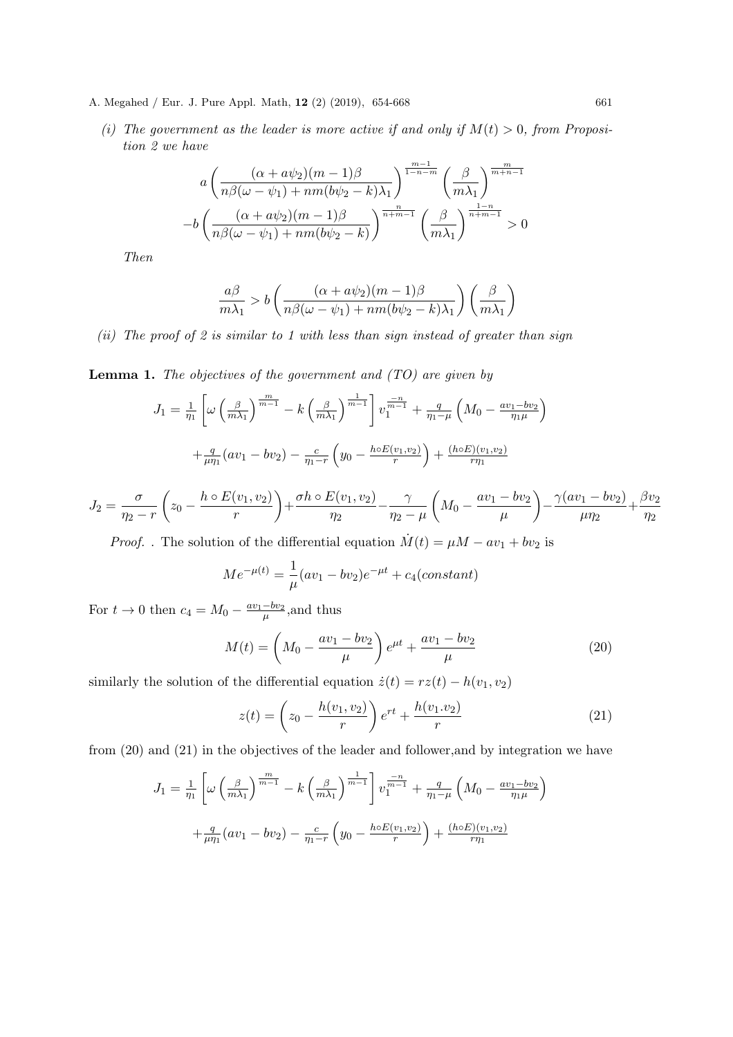*(i) The government as the leader is more active if and only if $M(t) > 0$, from Proposition 2 we have*

$$a\left(\frac{(\alpha + a\psi_2)(m-1)\beta}{n\beta(\omega - \psi_1) + nm(b\psi_2 - k)\lambda_1}\right)^{\frac{m-1}{1-n-m}}\left(\frac{\beta}{m\lambda_1}\right)^{\frac{m}{m+n-1}}$$

$$-b\left(\frac{(\alpha + a\psi_2)(m-1)\beta}{n\beta(\omega - \psi_1) + nm(b\psi_2 - k)}\right)^{\frac{n}{n+m-1}}\left(\frac{\beta}{m\lambda_1}\right)^{\frac{1-n}{n+m-1}} > 0$$

*Then*

$$\frac{a\beta}{m\lambda_1} > b\left(\frac{(\alpha + a\psi_2)(m-1)\beta}{n\beta(\omega - \psi_1) + nm(b\psi_2 - k)\lambda_1}\right)\left(\frac{\beta}{m\lambda_1}\right)$$

*(ii) The proof of 2 is similar to 1 with less than sign instead of greater than sign*

**Lemma 1.** *The objectives of the government and (TO) are given by*

$$J_1 = \frac{1}{\eta_1}\left[\omega\left(\frac{\beta}{m\lambda_1}\right)^{\frac{m}{m-1}} - k\left(\frac{\beta}{m\lambda_1}\right)^{\frac{1}{m-1}}\right]v_1^{\frac{-n}{m-1}} + \frac{q}{\eta_1 - \mu}\left(M_0 - \frac{av_1 - bv_2}{\eta_1\mu}\right)$$

$$+\frac{q}{\mu\eta_1}(av_1 - bv_2) - \frac{c}{\eta_1 - r}\left(y_0 - \frac{h \circ E(v_1, v_2)}{r}\right) + \frac{(h \circ E)(v_1, v_2)}{r\eta_1}$$

$$J_2 = \frac{\sigma}{\eta_2 - r}\left(z_0 - \frac{h \circ E(v_1, v_2)}{r}\right) + \frac{\sigma h \circ E(v_1, v_2)}{\eta_2} - \frac{\gamma}{\eta_2 - \mu}\left(M_0 - \frac{av_1 - bv_2}{\mu}\right) - \frac{\gamma(av_1 - bv_2)}{\mu\eta_2} + \frac{\beta v_2}{\eta_2}$$

*Proof.* . The solution of the differential equation $\dot{M}(t) = \mu M - av_1 + bv_2$ is

$$Me^{-\mu(t)} = \frac{1}{\mu}(av_1 - bv_2)e^{-\mu t} + c_4(constant)$$

For $t \to 0$ then $c_4 = M_0 - \frac{av_1 - bv_2}{\mu}$,and thus

$$M(t) = \left(M_0 - \frac{av_1 - bv_2}{\mu}\right)e^{\mu t} + \frac{av_1 - bv_2}{\mu} \tag{20}$$

similarly the solution of the differential equation $\dot{z}(t) = rz(t) - h(v_1, v_2)$

$$z(t) = \left(z_0 - \frac{h(v_1, v_2)}{r}\right)e^{rt} + \frac{h(v_1.v_2)}{r} \tag{21}$$

from (20) and (21) in the objectives of the leader and follower,and by integration we have

$$J_1 = \frac{1}{\eta_1}\left[\omega\left(\frac{\beta}{m\lambda_1}\right)^{\frac{m}{m-1}} - k\left(\frac{\beta}{m\lambda_1}\right)^{\frac{1}{m-1}}\right]v_1^{\frac{-n}{m-1}} + \frac{q}{\eta_1 - \mu}\left(M_0 - \frac{av_1 - bv_2}{\eta_1\mu}\right)$$

$$+\frac{q}{\mu\eta_1}(av_1 - bv_2) - \frac{c}{\eta_1 - r}\left(y_0 - \frac{h \circ E(v_1, v_2)}{r}\right) + \frac{(h \circ E)(v_1, v_2)}{r\eta_1}$$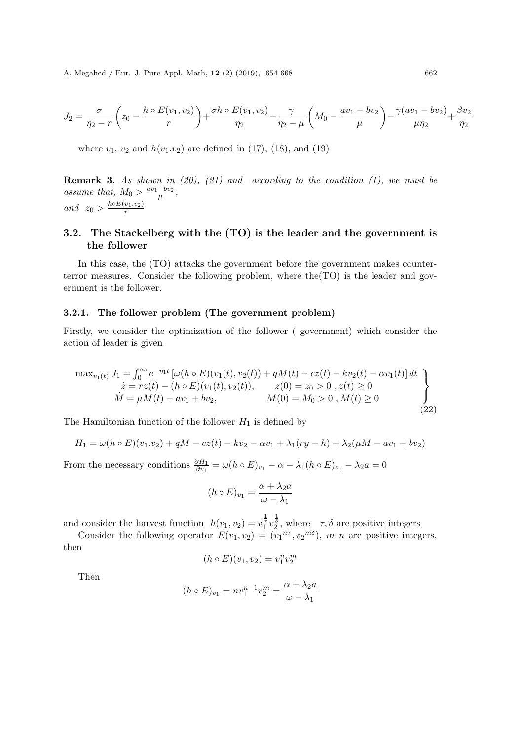$$J_2 = \frac{\sigma}{\eta_2 - r}\left(z_0 - \frac{h \circ E(v_1, v_2)}{r}\right) + \frac{\sigma h \circ E(v_1, v_2)}{\eta_2} - \frac{\gamma}{\eta_2 - \mu}\left(M_0 - \frac{av_1 - bv_2}{\mu}\right) - \frac{\gamma(av_1 - bv_2)}{\mu\eta_2} + \frac{\beta v_2}{\eta_2}$$

where $v_1$, $v_2$ and $h(v_1.v_2)$ are defined in (17), (18), and (19)

**Remark 3.** *As shown in (20), (21) and according to the condition (1), we must be assume that,* $M_0 > \frac{av_1 - bv_2}{\mu}$,
*and* $z_0 > \frac{h \circ E(v_1.v_2)}{r}$

## 3.2. The Stackelberg with the (TO) is the leader and the government is the follower

In this case, the (TO) attacks the government before the government makes counter-terror measures. Consider the following problem, where the(TO) is the leader and government is the follower.

### 3.2.1. The follower problem (The government problem)

Firstly, we consider the optimization of the follower ( government) which consider the action of leader is given

$$\left.\begin{array}{ll} \max_{v_1(t)} J_1 = \int_0^\infty e^{-\eta_1 t}\left[\omega(h \circ E)(v_1(t), v_2(t)) + qM(t) - cz(t) - kv_2(t) - \alpha v_1(t)\right] dt & \\ \quad \dot{z} = rz(t) - (h \circ E)(v_1(t), v_2(t)), \qquad z(0) = z_0 > 0 \ , z(t) \geq 0 & \\ \quad \dot{M} = \mu M(t) - av_1 + bv_2, \qquad\qquad M(0) = M_0 > 0 \ , M(t) \geq 0 & \end{array}\right\} \tag{22}$$

The Hamiltonian function of the follower $H_1$ is defined by

$$H_1 = \omega(h \circ E)(v_1.v_2) + qM - cz(t) - kv_2 - \alpha v_1 + \lambda_1(ry - h) + \lambda_2(\mu M - av_1 + bv_2)$$

From the necessary conditions $\frac{\partial H_1}{\partial v_1} = \omega(h \circ E)_{v_1} - \alpha - \lambda_1(h \circ E)_{v_1} - \lambda_2 a = 0$

$$(h \circ E)_{v_1} = \frac{\alpha + \lambda_2 a}{\omega - \lambda_1}$$

and consider the harvest function $h(v_1, v_2) = v_1^{\frac{1}{\tau}} v_2^{\frac{1}{\delta}}$, where $\tau, \delta$ are positive integers

Consider the following operator $E(v_1, v_2) = ({v_1}^{n\tau}, {v_2}^{m\delta})$, $m, n$ are positive integers, then

$$(h \circ E)(v_1, v_2) = v_1^n v_2^m$$

Then

$$(h \circ E)_{v_1} = nv_1^{n-1} v_2^m = \frac{\alpha + \lambda_2 a}{\omega - \lambda_1}$$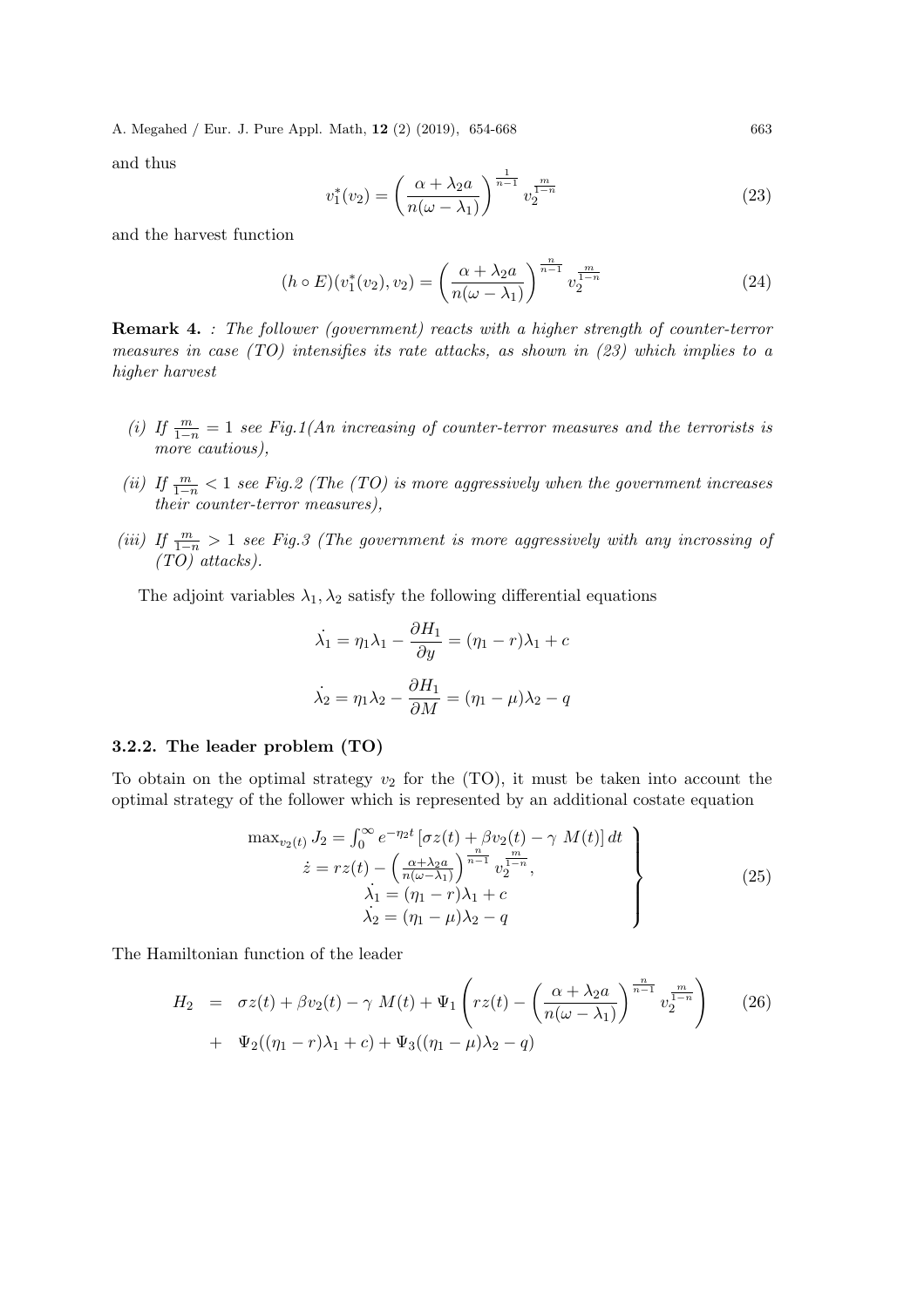and thus

$$v_1^*(v_2) = \left( \frac{\alpha + \lambda_2 a}{n(\omega - \lambda_1)} \right)^{\frac{1}{n-1}} v_2^{\frac{m}{1-n}} \tag{23}$$

and the harvest function

$$(h \circ E)(v_1^*(v_2), v_2) = \left( \frac{\alpha + \lambda_2 a}{n(\omega - \lambda_1)} \right)^{\frac{n}{n-1}} v_2^{\frac{m}{1-n}} \tag{24}$$

**Remark 4.** *: The follower (government) reacts with a higher strength of counter-terror measures in case (TO) intensifies its rate attacks, as shown in (23) which implies to a higher harvest*

- *(i) If $\frac{m}{1-n} = 1$ see Fig.1(An increasing of counter-terror measures and the terrorists is more cautious),*
- *(ii) If $\frac{m}{1-n} < 1$ see Fig.2 (The (TO) is more aggressively when the government increases their counter-terror measures),*
- *(iii) If $\frac{m}{1-n} > 1$ see Fig.3 (The government is more aggressively with any incrossing of (TO) attacks).*

The adjoint variables $\lambda_1, \lambda_2$ satisfy the following differential equations

$$\dot{\lambda_1} = \eta_1 \lambda_1 - \frac{\partial H_1}{\partial y} = (\eta_1 - r)\lambda_1 + c$$

$$\dot{\lambda_2} = \eta_1 \lambda_2 - \frac{\partial H_1}{\partial M} = (\eta_1 - \mu)\lambda_2 - q$$

### 3.2.2. The leader problem (TO)

To obtain on the optimal strategy $v_2$ for the (TO), it must be taken into account the optimal strategy of the follower which is represented by an additional costate equation

$$\left. \begin{array}{c} \max_{v_2(t)} J_2 = \int_0^\infty e^{-\eta_2 t} \left[ \sigma z(t) + \beta v_2(t) - \gamma \; M(t) \right] dt \\ \dot{z} = r z(t) - \left( \frac{\alpha + \lambda_2 a}{n(\omega - \lambda_1)} \right)^{\frac{n}{n-1}} v_2^{\frac{m}{1-n}}, \\ \dot{\lambda_1} = (\eta_1 - r)\lambda_1 + c \\ \dot{\lambda_2} = (\eta_1 - \mu)\lambda_2 - q \end{array} \right\} \tag{25}$$

The Hamiltonian function of the leader

$$\begin{aligned} H_2 &= \sigma z(t) + \beta v_2(t) - \gamma \; M(t) + \Psi_1 \left( r z(t) - \left( \frac{\alpha + \lambda_2 a}{n(\omega - \lambda_1)} \right)^{\frac{n}{n-1}} v_2^{\frac{m}{1-n}} \right) \\ &+ \Psi_2((\eta_1 - r)\lambda_1 + c) + \Psi_3((\eta_1 - \mu)\lambda_2 - q) \end{aligned} \tag{26}$$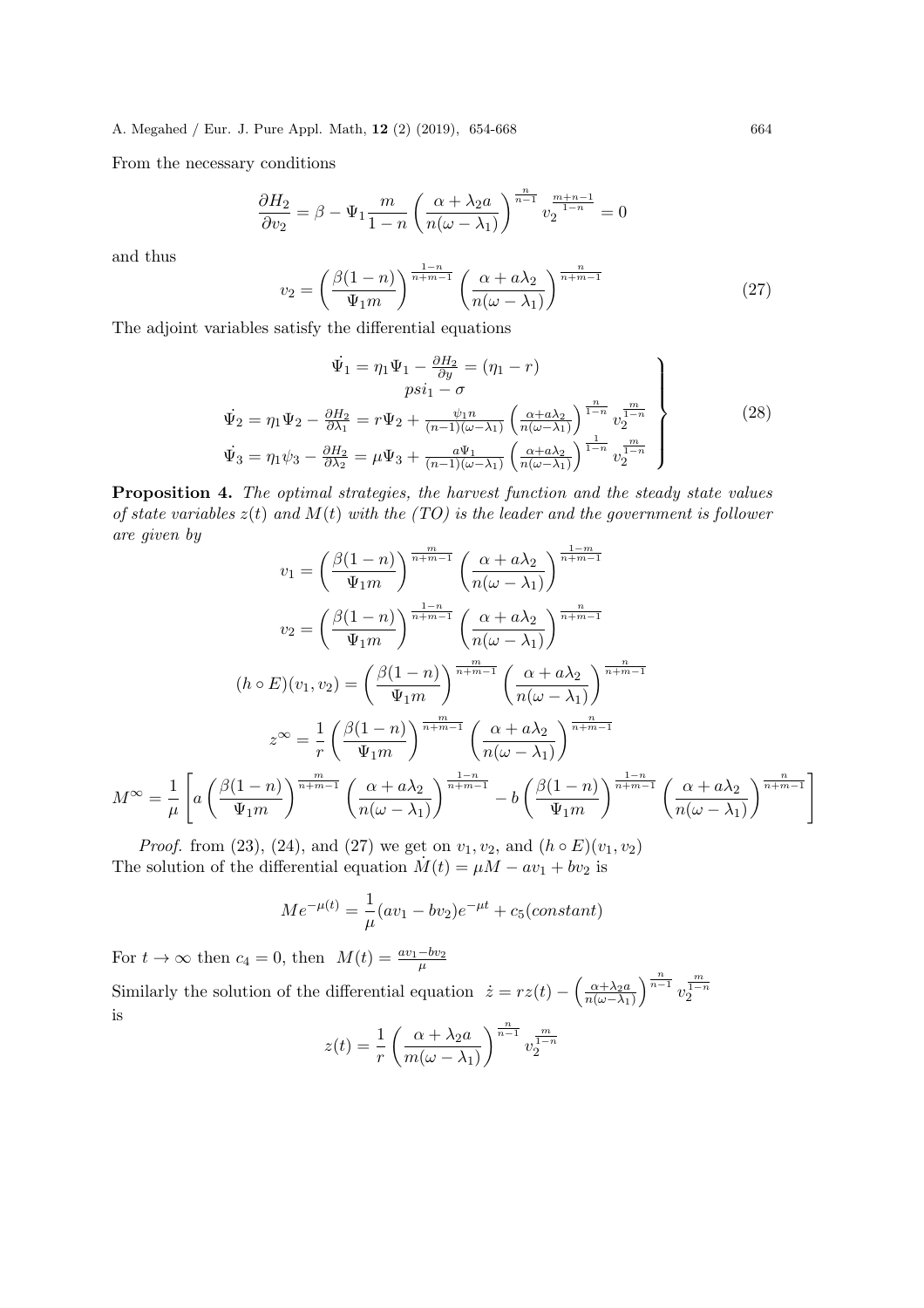From the necessary conditions

$$\frac{\partial H_2}{\partial v_2} = \beta - \Psi_1 \frac{m}{1-n} \left( \frac{\alpha + \lambda_2 a}{n(\omega - \lambda_1)} \right)^{\frac{n}{n-1}} v_2^{\frac{m+n-1}{1-n}} = 0$$

and thus

$$v_2 = \left( \frac{\beta(1-n)}{\Psi_1 m} \right)^{\frac{1-n}{n+m-1}} \left( \frac{\alpha + a\lambda_2}{n(\omega - \lambda_1)} \right)^{\frac{n}{n+m-1}} \tag{27}$$

The adjoint variables satisfy the differential equations

$$\left.\begin{array}{c} \dot{\Psi}_1 = \eta_1 \Psi_1 - \frac{\partial H_2}{\partial y} = (\eta_1 - r) \\ psi_1 - \sigma \\ \dot{\Psi}_2 = \eta_1 \Psi_2 - \frac{\partial H_2}{\partial \lambda_1} = r\Psi_2 + \frac{\psi_1 n}{(n-1)(\omega - \lambda_1)} \left( \frac{\alpha + a\lambda_2}{n(\omega - \lambda_1)} \right)^{\frac{n}{1-n}} v_2^{\frac{m}{1-n}} \\ \dot{\Psi}_3 = \eta_1 \psi_3 - \frac{\partial H_2}{\partial \lambda_2} = \mu \Psi_3 + \frac{a\Psi_1}{(n-1)(\omega - \lambda_1)} \left( \frac{\alpha + a\lambda_2}{n(\omega - \lambda_1)} \right)^{\frac{1}{1-n}} v_2^{\frac{m}{1-n}} \end{array}\right\} \tag{28}$$

**Proposition 4.** *The optimal strategies, the harvest function and the steady state values of state variables $z(t)$ and $M(t)$ with the (TO) is the leader and the government is follower are given by*

$$v_1 = \left( \frac{\beta(1-n)}{\Psi_1 m} \right)^{\frac{m}{n+m-1}} \left( \frac{\alpha + a\lambda_2}{n(\omega - \lambda_1)} \right)^{\frac{1-m}{n+m-1}}$$

$$v_2 = \left( \frac{\beta(1-n)}{\Psi_1 m} \right)^{\frac{1-n}{n+m-1}} \left( \frac{\alpha + a\lambda_2}{n(\omega - \lambda_1)} \right)^{\frac{n}{n+m-1}}$$

$$(h \circ E)(v_1, v_2) = \left( \frac{\beta(1-n)}{\Psi_1 m} \right)^{\frac{m}{n+m-1}} \left( \frac{\alpha + a\lambda_2}{n(\omega - \lambda_1)} \right)^{\frac{n}{n+m-1}}$$

$$z^{\infty} = \frac{1}{r} \left( \frac{\beta(1-n)}{\Psi_1 m} \right)^{\frac{m}{n+m-1}} \left( \frac{\alpha + a\lambda_2}{n(\omega - \lambda_1)} \right)^{\frac{n}{n+m-1}}$$

$$M^{\infty} = \frac{1}{\mu} \left[ a \left( \frac{\beta(1-n)}{\Psi_1 m} \right)^{\frac{m}{n+m-1}} \left( \frac{\alpha + a\lambda_2}{n(\omega - \lambda_1)} \right)^{\frac{1-n}{n+m-1}} - b \left( \frac{\beta(1-n)}{\Psi_1 m} \right)^{\frac{1-n}{n+m-1}} \left( \frac{\alpha + a\lambda_2}{n(\omega - \lambda_1)} \right)^{\frac{n}{n+m-1}} \right]$$

*Proof.* from (23), (24), and (27) we get on $v_1, v_2$, and $(h \circ E)(v_1, v_2)$
The solution of the differential equation $\dot{M}(t) = \mu M - av_1 + bv_2$ is

$$Me^{-\mu(t)} = \frac{1}{\mu}(av_1 - bv_2)e^{-\mu t} + c_5(constant)$$

For $t \to \infty$ then $c_4 = 0$, then $M(t) = \frac{av_1 - bv_2}{\mu}$
Similarly the solution of the differential equation $\dot{z} = rz(t) - \left( \frac{\alpha + \lambda_2 a}{n(\omega - \lambda_1)} \right)^{\frac{n}{n-1}} v_2^{\frac{m}{1-n}}$ is

$$z(t) = \frac{1}{r} \left( \frac{\alpha + \lambda_2 a}{m(\omega - \lambda_1)} \right)^{\frac{n}{n-1}} v_2^{\frac{m}{1-n}}$$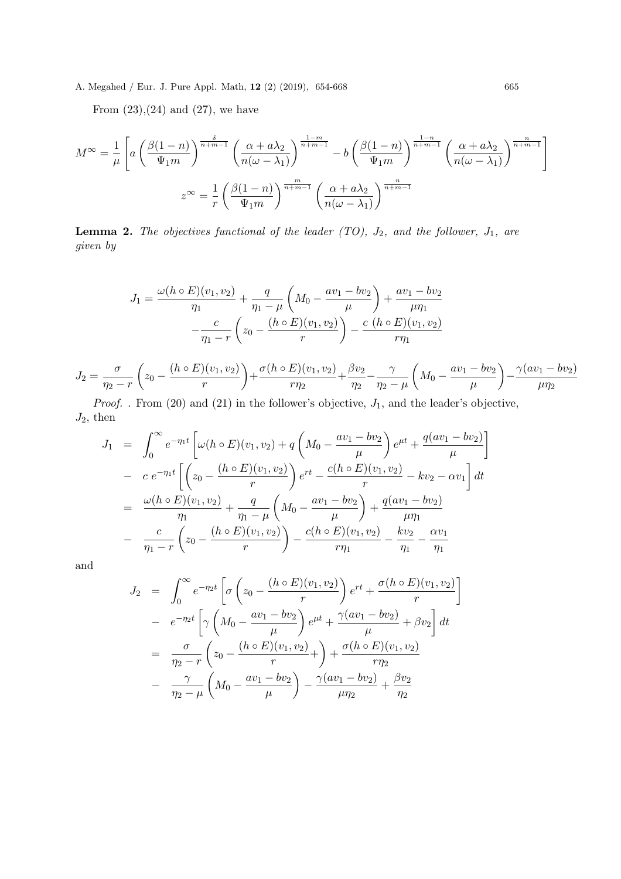From (23),(24) and (27), we have

$$M^{\infty} = \frac{1}{\mu}\left[a\left(\frac{\beta(1-n)}{\Psi_1 m}\right)^{\frac{\delta}{n+m-1}}\left(\frac{\alpha + a\lambda_2}{n(\omega-\lambda_1)}\right)^{\frac{1-m}{n+m-1}} - b\left(\frac{\beta(1-n)}{\Psi_1 m}\right)^{\frac{1-n}{n+m-1}}\left(\frac{\alpha + a\lambda_2}{n(\omega-\lambda_1)}\right)^{\frac{n}{n+m-1}}\right]$$

$$z^{\infty} = \frac{1}{r}\left(\frac{\beta(1-n)}{\Psi_1 m}\right)^{\frac{m}{n+m-1}}\left(\frac{\alpha + a\lambda_2}{n(\omega-\lambda_1)}\right)^{\frac{n}{n+m-1}}$$

**Lemma 2.** *The objectives functional of the leader (TO), $J_2$, and the follower, $J_1$, are given by*

$$J_1 = \frac{\omega(h\circ E)(v_1,v_2)}{\eta_1} + \frac{q}{\eta_1-\mu}\left(M_0 - \frac{av_1 - bv_2}{\mu}\right) + \frac{av_1 - bv_2}{\mu\eta_1} - \frac{c}{\eta_1 - r}\left(z_0 - \frac{(h\circ E)(v_1,v_2)}{r}\right) - \frac{c\ (h\circ E)(v_1,v_2)}{r\eta_1}$$

$$J_2 = \frac{\sigma}{\eta_2 - r}\left(z_0 - \frac{(h\circ E)(v_1,v_2)}{r}\right) + \frac{\sigma(h\circ E)(v_1,v_2)}{r\eta_2} + \frac{\beta v_2}{\eta_2} - \frac{\gamma}{\eta_2-\mu}\left(M_0 - \frac{av_1 - bv_2}{\mu}\right) - \frac{\gamma(av_1 - bv_2)}{\mu\eta_2}$$

*Proof.* . From (20) and (21) in the follower's objective, $J_1$, and the leader's objective, $J_2$, then

$$\begin{aligned}
J_1 &= \int_0^{\infty} e^{-\eta_1 t}\left[\omega(h\circ E)(v_1,v_2) + q\left(M_0 - \frac{av_1 - bv_2}{\mu}\right)e^{\mu t} + \frac{q(av_1 - bv_2)}{\mu}\right] \\
&- c\ e^{-\eta_1 t}\left[\left(z_0 - \frac{(h\circ E)(v_1,v_2)}{r}\right)e^{rt} - \frac{c(h\circ E)(v_1,v_2)}{r} - kv_2 - \alpha v_1\right]dt \\
&= \frac{\omega(h\circ E)(v_1,v_2)}{\eta_1} + \frac{q}{\eta_1-\mu}\left(M_0 - \frac{av_1 - bv_2}{\mu}\right) + \frac{q(av_1 - bv_2)}{\mu\eta_1} \\
&- \frac{c}{\eta_1 - r}\left(z_0 - \frac{(h\circ E)(v_1,v_2)}{r}\right) - \frac{c(h\circ E)(v_1,v_2)}{r\eta_1} - \frac{kv_2}{\eta_1} - \frac{\alpha v_1}{\eta_1}
\end{aligned}$$

and

$$\begin{aligned}
J_2 &= \int_0^{\infty} e^{-\eta_2 t}\left[\sigma\left(z_0 - \frac{(h\circ E)(v_1,v_2)}{r}\right)e^{rt} + \frac{\sigma(h\circ E)(v_1,v_2)}{r}\right] \\
&- e^{-\eta_2 t}\left[\gamma\left(M_0 - \frac{av_1 - bv_2}{\mu}\right)e^{\mu t} + \frac{\gamma(av_1 - bv_2)}{\mu} + \beta v_2\right]dt \\
&= \frac{\sigma}{\eta_2 - r}\left(z_0 - \frac{(h\circ E)(v_1,v_2)}{r} + \right) + \frac{\sigma(h\circ E)(v_1,v_2)}{r\eta_2} \\
&- \frac{\gamma}{\eta_2-\mu}\left(M_0 - \frac{av_1 - bv_2}{\mu}\right) - \frac{\gamma(av_1 - bv_2)}{\mu\eta_2} + \frac{\beta v_2}{\eta_2}
\end{aligned}$$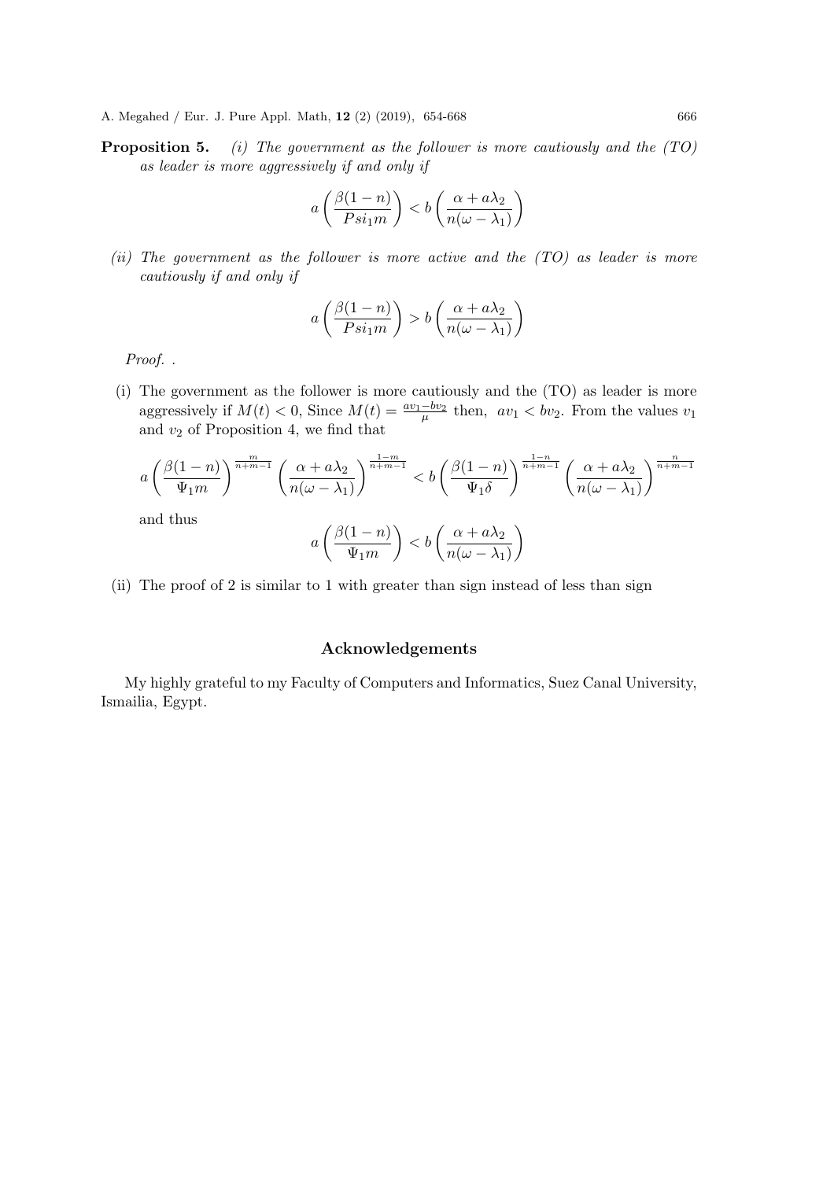**Proposition 5.** *(i) The government as the follower is more cautiously and the (TO) as leader is more aggressively if and only if*

$$a\left(\frac{\beta(1-n)}{Psi_1 m}\right) < b\left(\frac{\alpha + a\lambda_2}{n(\omega - \lambda_1)}\right)$$

*(ii) The government as the follower is more active and the (TO) as leader is more cautiously if and only if*

$$a\left(\frac{\beta(1-n)}{Psi_1 m}\right) > b\left(\frac{\alpha + a\lambda_2}{n(\omega - \lambda_1)}\right)$$

*Proof.* .

(i) The government as the follower is more cautiously and the (TO) as leader is more aggressively if $M(t) < 0$, Since $M(t) = \frac{av_1 - bv_2}{\mu}$ then, $av_1 < bv_2$. From the values $v_1$ and $v_2$ of Proposition 4, we find that

$$a\left(\frac{\beta(1-n)}{\Psi_1 m}\right)^{\frac{m}{n+m-1}}\left(\frac{\alpha + a\lambda_2}{n(\omega - \lambda_1)}\right)^{\frac{1-m}{n+m-1}} < b\left(\frac{\beta(1-n)}{\Psi_1 \delta}\right)^{\frac{1-n}{n+m-1}}\left(\frac{\alpha + a\lambda_2}{n(\omega - \lambda_1)}\right)^{\frac{n}{n+m-1}}$$

and thus

$$a\left(\frac{\beta(1-n)}{\Psi_1 m}\right) < b\left(\frac{\alpha + a\lambda_2}{n(\omega - \lambda_1)}\right)$$

(ii) The proof of 2 is similar to 1 with greater than sign instead of less than sign

## Acknowledgements

My highly grateful to my Faculty of Computers and Informatics, Suez Canal University, Ismailia, Egypt.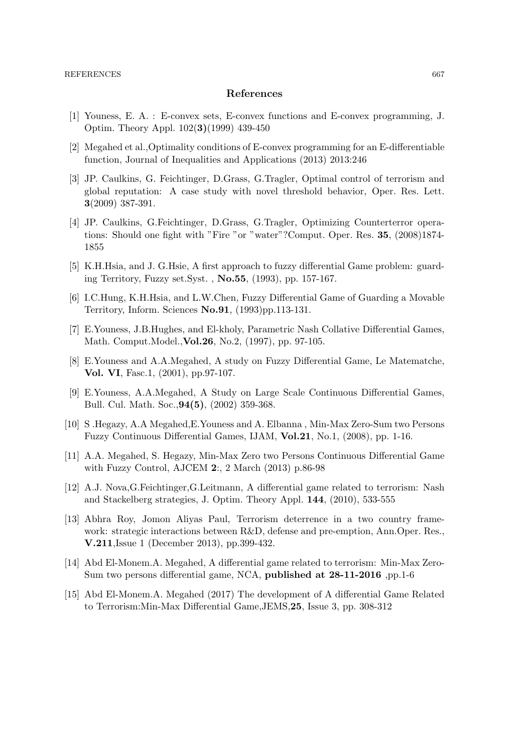## References

[1] Youness, E. A. : E-convex sets, E-convex functions and E-convex programming, J. Optim. Theory Appl. 102(**3**)(1999) 439-450

[2] Megahed et al.,Optimality conditions of E-convex programming for an E-differentiable function, Journal of Inequalities and Applications (2013) 2013:246

[3] JP. Caulkins, G. Feichtinger, D.Grass, G.Tragler, Optimal control of terrorism and global reputation: A case study with novel threshold behavior, Oper. Res. Lett. **3**(2009) 387-391.

[4] JP. Caulkins, G.Feichtinger, D.Grass, G.Tragler, Optimizing Counterterror operations: Should one fight with "Fire "or "water"?Comput. Oper. Res. **35**, (2008)1874-1855

[5] K.H.Hsia, and J. G.Hsie, A first approach to fuzzy differential Game problem: guarding Territory, Fuzzy set.Syst. , **No.55**, (1993), pp. 157-167.

[6] I.C.Hung, K.H.Hsia, and L.W.Chen, Fuzzy Differential Game of Guarding a Movable Territory, Inform. Sciences **No.91**, (1993)pp.113-131.

[7] E.Youness, J.B.Hughes, and El-kholy, Parametric Nash Collative Differential Games, Math. Comput.Model.,**Vol.26**, No.2, (1997), pp. 97-105.

[8] E.Youness and A.A.Megahed, A study on Fuzzy Differential Game, Le Matematche, **Vol. VI**, Fasc.1, (2001), pp.97-107.

[9] E.Youness, A.A.Megahed, A Study on Large Scale Continuous Differential Games, Bull. Cul. Math. Soc.,**94(5)**, (2002) 359-368.

[10] S .Hegazy, A.A Megahed,E.Youness and A. Elbanna , Min-Max Zero-Sum two Persons Fuzzy Continuous Differential Games, IJAM, **Vol.21**, No.1, (2008), pp. 1-16.

[11] A.A. Megahed, S. Hegazy, Min-Max Zero two Persons Continuous Differential Game with Fuzzy Control, AJCEM **2**:, 2 March (2013) p.86-98

[12] A.J. Nova,G.Feichtinger,G.Leitmann, A differential game related to terrorism: Nash and Stackelberg strategies, J. Optim. Theory Appl. **144**, (2010), 533-555

[13] Abhra Roy, Jomon Aliyas Paul, Terrorism deterrence in a two country framework: strategic interactions between R&D, defense and pre-emption, Ann.Oper. Res., **V.211**,Issue 1 (December 2013), pp.399-432.

[14] Abd El-Monem.A. Megahed, A differential game related to terrorism: Min-Max Zero-Sum two persons differential game, NCA, **published at 28-11-2016** ,pp.1-6

[15] Abd El-Monem.A. Megahed (2017) The development of A differential Game Related to Terrorism:Min-Max Differential Game,JEMS,**25**, Issue 3, pp. 308-312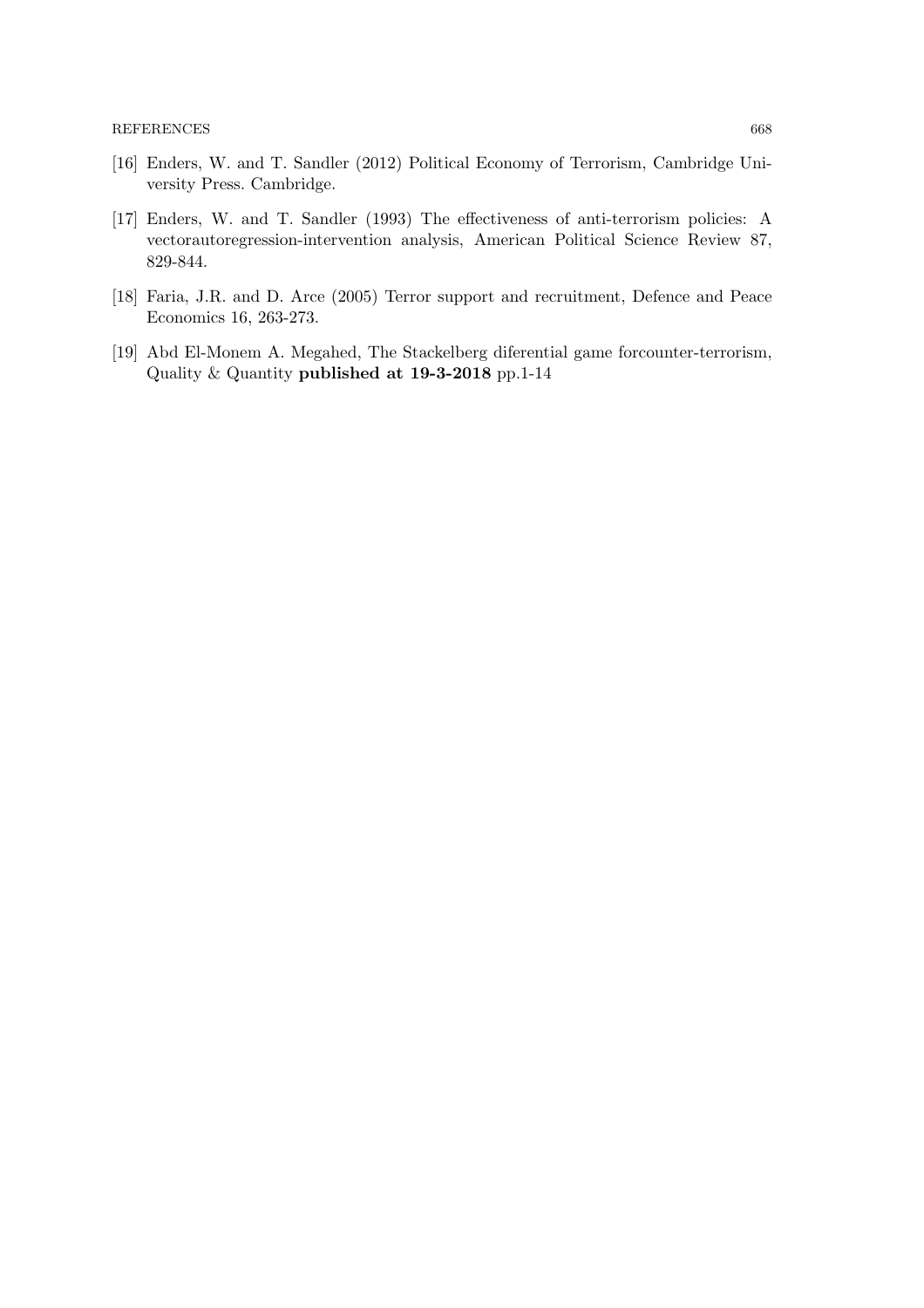[16] Enders, W. and T. Sandler (2012) Political Economy of Terrorism, Cambridge University Press. Cambridge.

[17] Enders, W. and T. Sandler (1993) The effectiveness of anti-terrorism policies: A vectorautoregression-intervention analysis, American Political Science Review 87, 829-844.

[18] Faria, J.R. and D. Arce (2005) Terror support and recruitment, Defence and Peace Economics 16, 263-273.

[19] Abd El-Monem A. Megahed, The Stackelberg diferential game forcounter-terrorism, Quality & Quantity **published at 19-3-2018** pp.1-14